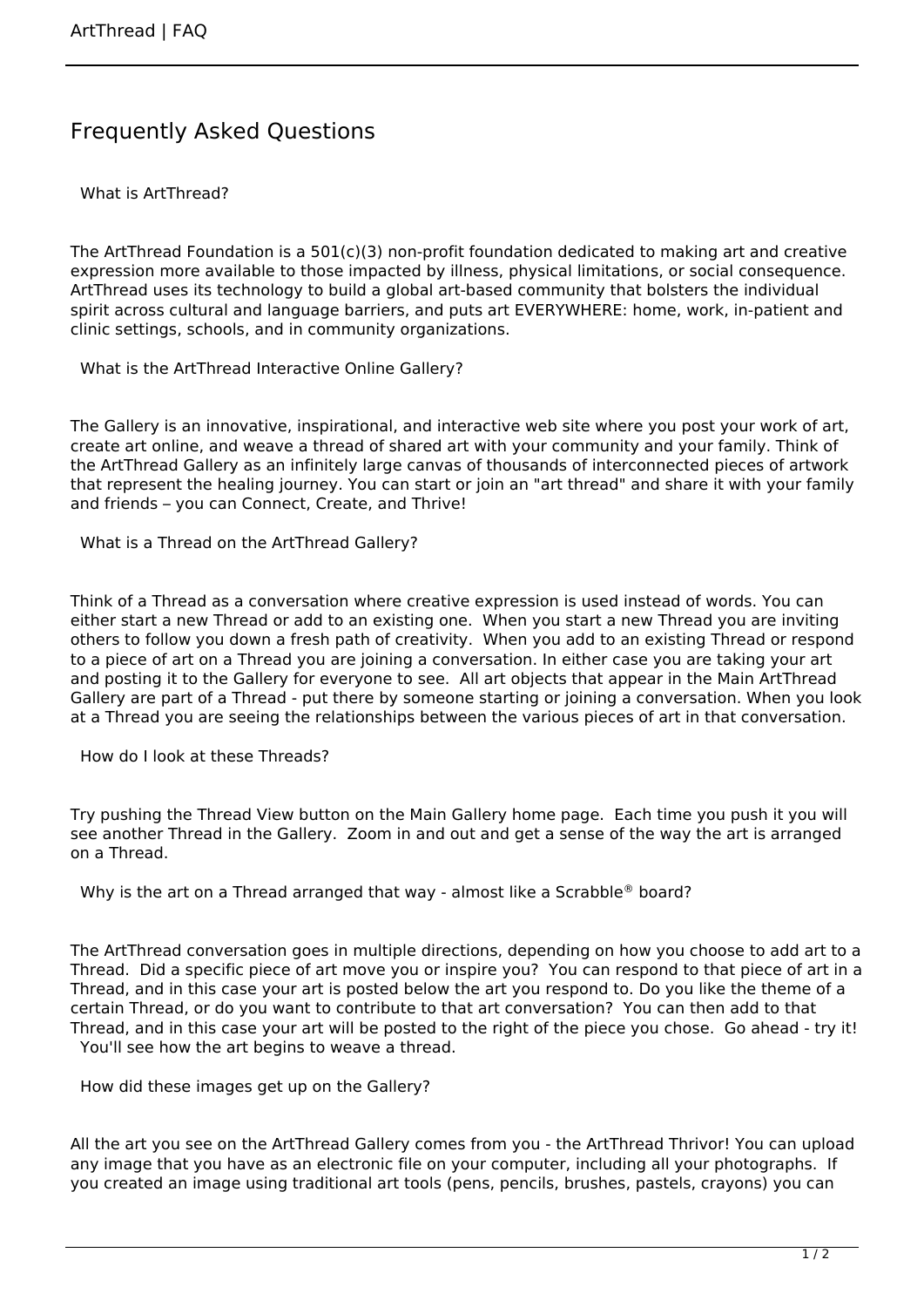# Frequently Asked Questions

## What is ArtThread?

The ArtThread Foundation is a 501(c)(3) non-profit foundation dedicated to making art and creative expression more available to those impacted by illness, physical limitations, or social consequence. ArtThread uses its technology to build a global art-based community that bolsters the individual spirit across cultural and language barriers, and puts art EVERYWHERE: home, work, in-patient and clinic settings, schools, and in community organizations.

## What is the ArtThread Interactive Online Gallery?

The Gallery is an innovative, inspirational, and interactive web site where you post your work of art, create art online, and weave a thread of shared art with your community and your family. Think of the ArtThread Gallery as an infinitely large canvas of thousands of interconnected pieces of artwork that represent the healing journey. You can start or join an "art thread" and share it with your family and friends – you can Connect, Create, and Thrive!

## What is a Thread on the ArtThread Gallery?

Think of a Thread as a conversation where creative expression is used instead of words. You can either start a new Thread or add to an existing one. When you start a new Thread you are inviting others to follow you down a fresh path of creativity. When you add to an existing Thread or respond to a piece of art on a Thread you are joining a conversation. In either case you are taking your art and posting it to the Gallery for everyone to see. All art objects that appear in the Main ArtThread Gallery are part of a Thread - put there by someone starting or joining a conversation. When you look at a Thread you are seeing the relationships between the various pieces of art in that conversation.

## How do I look at these Threads?

Try pushing the Thread View button on the Main Gallery home page. Each time you push it you will see another Thread in the Gallery. Zoom in and out and get a sense of the way the art is arranged on a Thread.

## Why is the art on a Thread arranged that way - almost like a Scrabble® board?

The ArtThread conversation goes in multiple directions, depending on how you choose to add art to a Thread. Did a specific piece of art move you or inspire you? You can respond to that piece of art in a Thread, and in this case your art is posted below the art you respond to. Do you like the theme of a certain Thread, or do you want to contribute to that art conversation? You can then add to that Thread, and in this case your art will be posted to the right of the piece you chose. Go ahead - try it! You'll see how the art begins to weave a thread.

## How did these images get up on the Gallery?

All the art you see on the ArtThread Gallery comes from you - the ArtThread Thrivor! You can upload any image that you have as an electronic file on your computer, including all your photographs. If you created an image using traditional art tools (pens, pencils, brushes, pastels, crayons) you can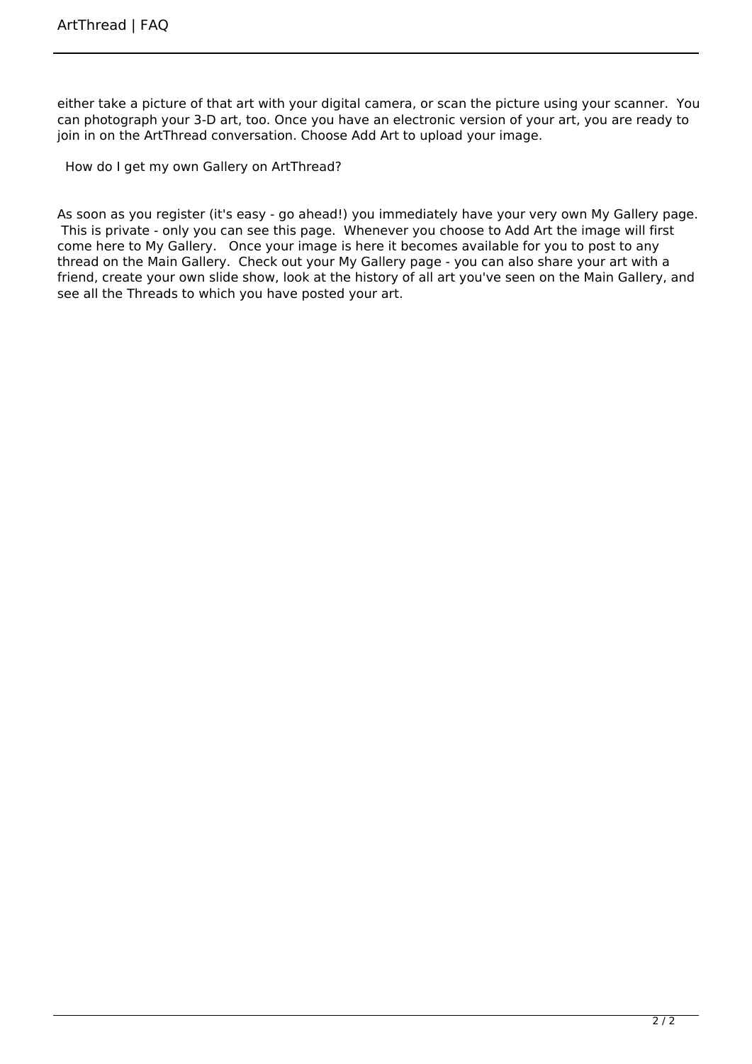either take a picture of that art with your digital camera, or scan the picture using your scanner. You can photograph your 3-D art, too. Once you have an electronic version of your art, you are ready to join in on the ArtThread conversation. Choose Add Art to upload your image.

How do I get my own Gallery on ArtThread?

As soon as you register (it's easy - go ahead!) you immediately have your very own My Gallery page. This is private - only you can see this page. Whenever you choose to Add Art the image will first come here to My Gallery. Once your image is here it becomes available for you to post to any thread on the Main Gallery. Check out your My Gallery page - you can also share your art with a friend, create your own slide show, look at the history of all art you've seen on the Main Gallery, and see all the Threads to which you have posted your art.